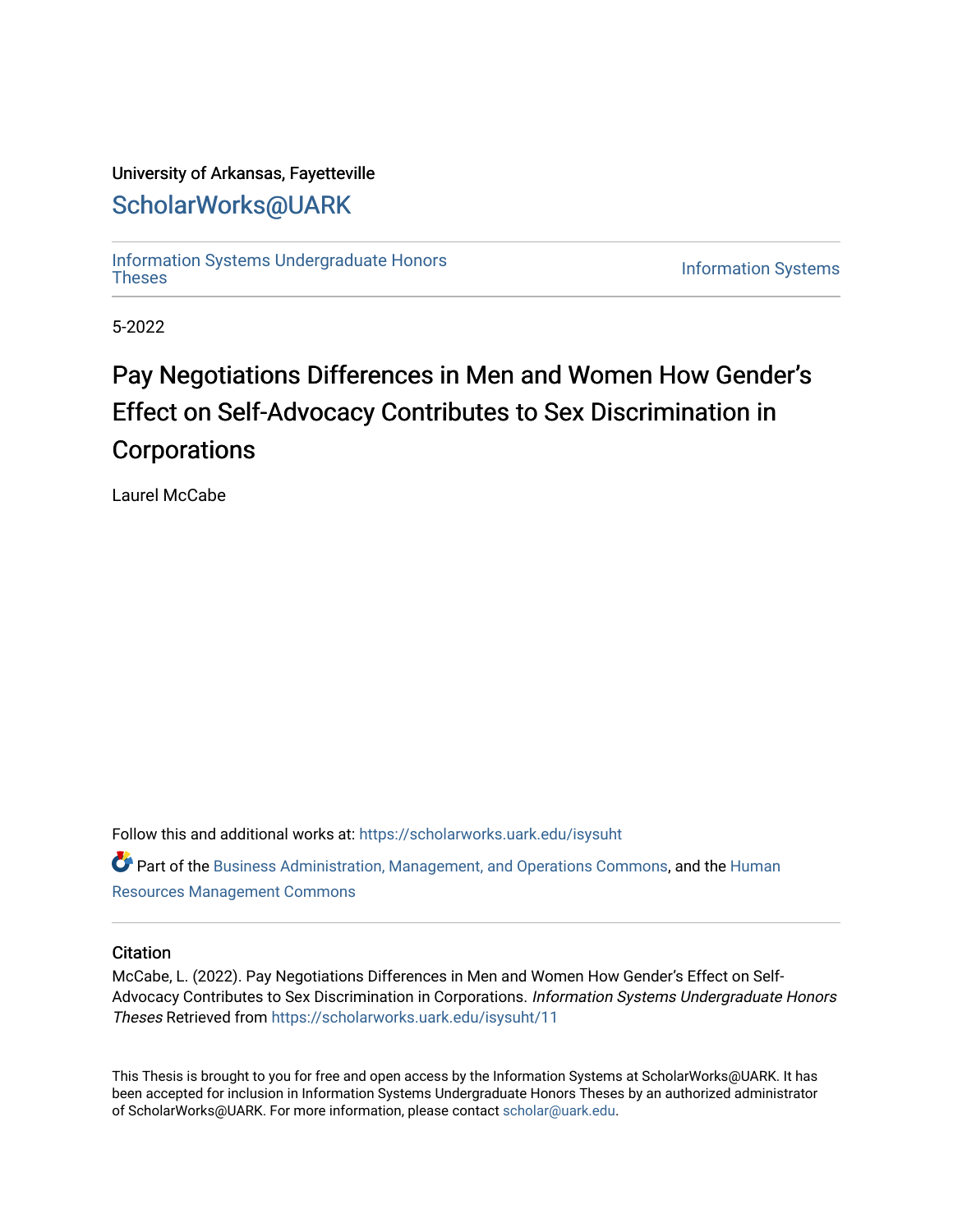University of Arkansas, Fayetteville

## ScholarWorks@UARK

Information Systems Undergraduate Honors Theses

Information Systems

5-2022

# Pay Negotiations Differences in Men and Women How Gender's Effect on Self-Advocacy Contributes to Sex Discrimination in Corporations

Laurel McCabe

Follow this and additional works at: https://scholarworks.uark.edu/isysuht

Part of the Business Administration, Management, and Operations Commons, and the Human Resources Management Commons

### Citation

McCabe, L. (2022). Pay Negotiations Differences in Men and Women How Gender's Effect on Self-Advocacy Contributes to Sex Discrimination in Corporations. *Information Systems Undergraduate Honors Theses* Retrieved from https://scholarworks.uark.edu/isysuht/11

This Thesis is brought to you for free and open access by the Information Systems at ScholarWorks@UARK. It has been accepted for inclusion in Information Systems Undergraduate Honors Theses by an authorized administrator of ScholarWorks@UARK. For more information, please contact scholar@uark.edu.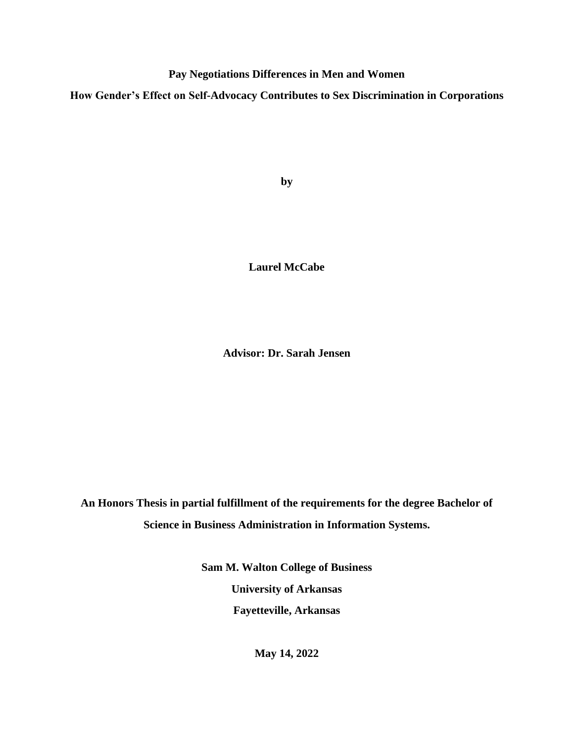# Pay Negotiations Differences in Men and Women

## How Gender's Effect on Self-Advocacy Contributes to Sex Discrimination in Corporations

**by**

**Laurel McCabe**

**Advisor: Dr. Sarah Jensen**

**An Honors Thesis in partial fulfillment of the requirements for the degree Bachelor of Science in Business Administration in Information Systems.**

**Sam M. Walton College of Business**

**University of Arkansas**

**Fayetteville, Arkansas**

**May 14, 2022**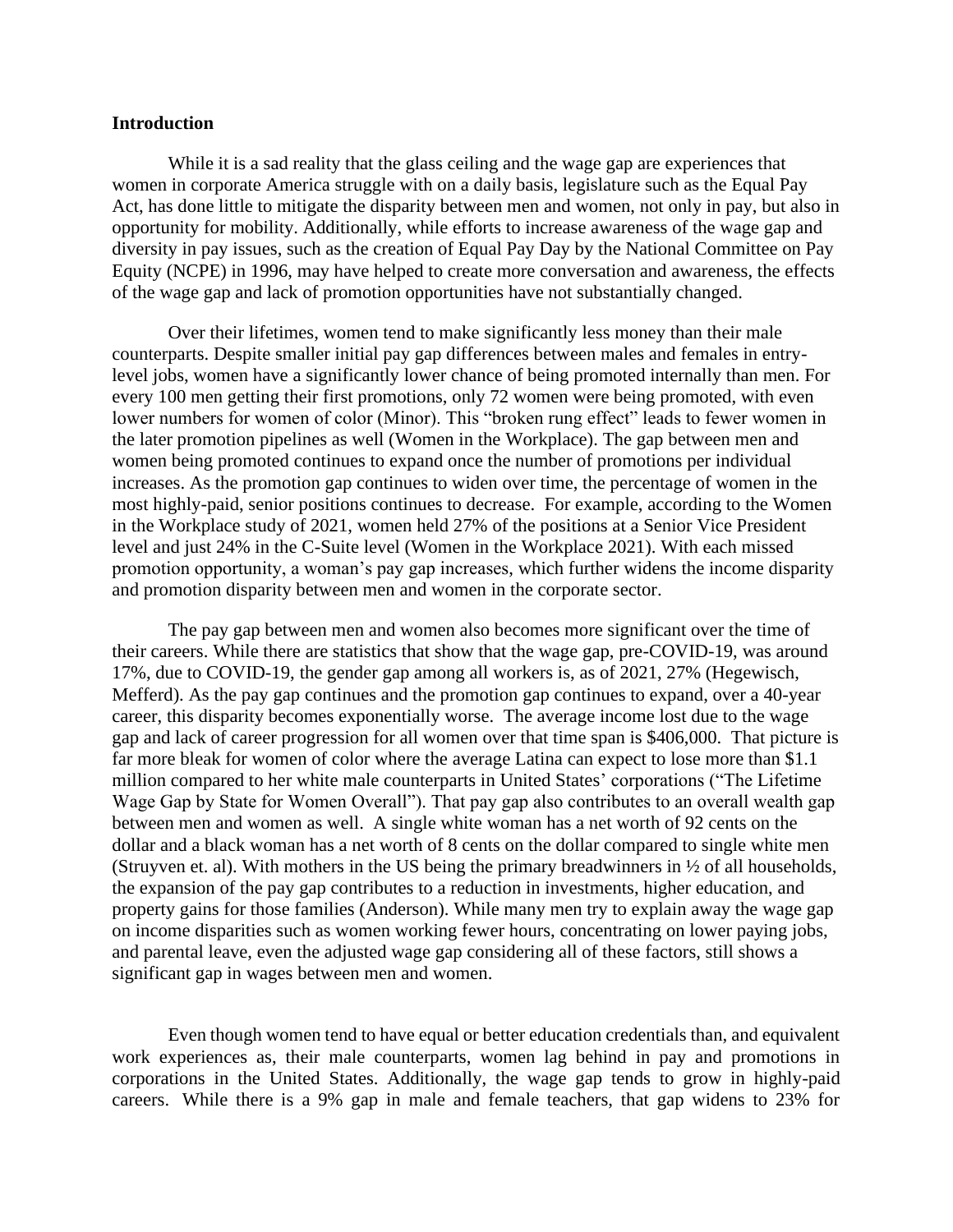**Introduction**

While it is a sad reality that the glass ceiling and the wage gap are experiences that women in corporate America struggle with on a daily basis, legislature such as the Equal Pay Act, has done little to mitigate the disparity between men and women, not only in pay, but also in opportunity for mobility. Additionally, while efforts to increase awareness of the wage gap and diversity in pay issues, such as the creation of Equal Pay Day by the National Committee on Pay Equity (NCPE) in 1996, may have helped to create more conversation and awareness, the effects of the wage gap and lack of promotion opportunities have not substantially changed.

Over their lifetimes, women tend to make significantly less money than their male counterparts. Despite smaller initial pay gap differences between males and females in entry-level jobs, women have a significantly lower chance of being promoted internally than men. For every 100 men getting their first promotions, only 72 women were being promoted, with even lower numbers for women of color (Minor). This "broken rung effect" leads to fewer women in the later promotion pipelines as well (Women in the Workplace). The gap between men and women being promoted continues to expand once the number of promotions per individual increases. As the promotion gap continues to widen over time, the percentage of women in the most highly-paid, senior positions continues to decrease. For example, according to the Women in the Workplace study of 2021, women held 27% of the positions at a Senior Vice President level and just 24% in the C-Suite level (Women in the Workplace 2021). With each missed promotion opportunity, a woman's pay gap increases, which further widens the income disparity and promotion disparity between men and women in the corporate sector.

The pay gap between men and women also becomes more significant over the time of their careers. While there are statistics that show that the wage gap, pre-COVID-19, was around 17%, due to COVID-19, the gender gap among all workers is, as of 2021, 27% (Hegewisch, Mefferd). As the pay gap continues and the promotion gap continues to expand, over a 40-year career, this disparity becomes exponentially worse. The average income lost due to the wage gap and lack of career progression for all women over that time span is $406,000. That picture is far more bleak for women of color where the average Latina can expect to lose more than $1.1 million compared to her white male counterparts in United States' corporations ("The Lifetime Wage Gap by State for Women Overall"). That pay gap also contributes to an overall wealth gap between men and women as well. A single white woman has a net worth of 92 cents on the dollar and a black woman has a net worth of 8 cents on the dollar compared to single white men (Struyven et. al). With mothers in the US being the primary breadwinners in ½ of all households, the expansion of the pay gap contributes to a reduction in investments, higher education, and property gains for those families (Anderson). While many men try to explain away the wage gap on income disparities such as women working fewer hours, concentrating on lower paying jobs, and parental leave, even the adjusted wage gap considering all of these factors, still shows a significant gap in wages between men and women.

Even though women tend to have equal or better education credentials than, and equivalent work experiences as, their male counterparts, women lag behind in pay and promotions in corporations in the United States. Additionally, the wage gap tends to grow in highly-paid careers. While there is a 9% gap in male and female teachers, that gap widens to 23% for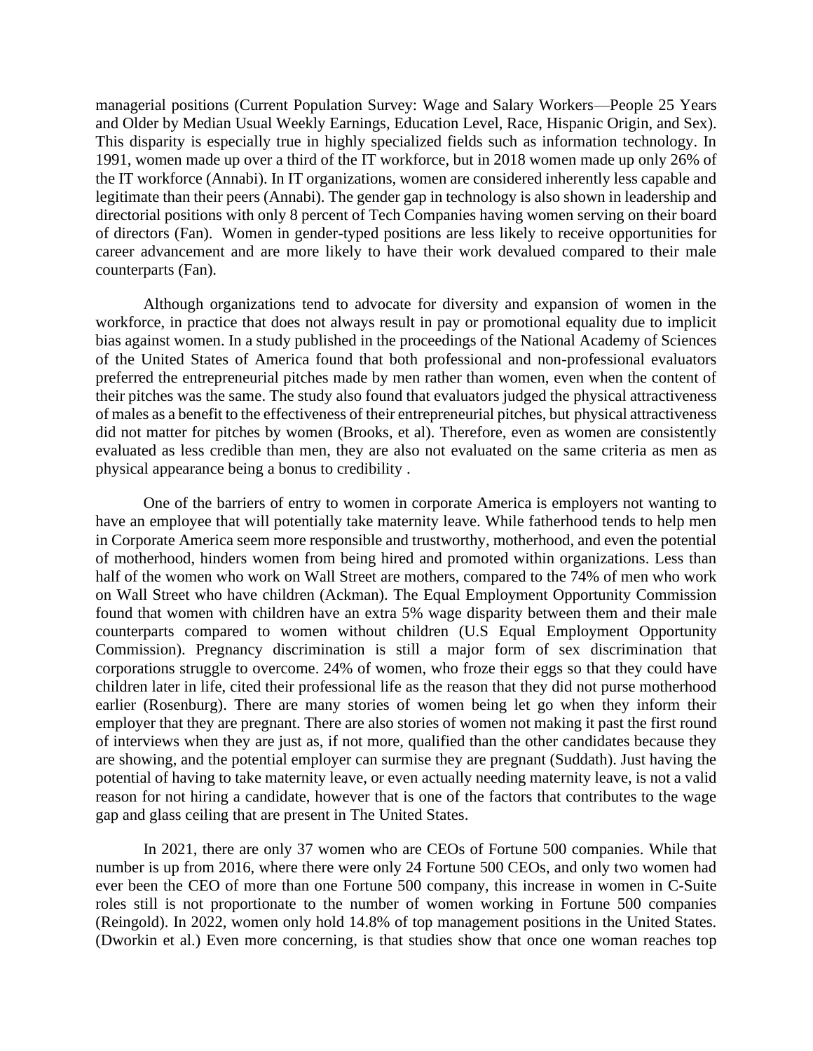managerial positions (Current Population Survey: Wage and Salary Workers—People 25 Years and Older by Median Usual Weekly Earnings, Education Level, Race, Hispanic Origin, and Sex). This disparity is especially true in highly specialized fields such as information technology. In 1991, women made up over a third of the IT workforce, but in 2018 women made up only 26% of the IT workforce (Annabi). In IT organizations, women are considered inherently less capable and legitimate than their peers (Annabi). The gender gap in technology is also shown in leadership and directorial positions with only 8 percent of Tech Companies having women serving on their board of directors (Fan). Women in gender-typed positions are less likely to receive opportunities for career advancement and are more likely to have their work devalued compared to their male counterparts (Fan).

Although organizations tend to advocate for diversity and expansion of women in the workforce, in practice that does not always result in pay or promotional equality due to implicit bias against women. In a study published in the proceedings of the National Academy of Sciences of the United States of America found that both professional and non-professional evaluators preferred the entrepreneurial pitches made by men rather than women, even when the content of their pitches was the same. The study also found that evaluators judged the physical attractiveness of males as a benefit to the effectiveness of their entrepreneurial pitches, but physical attractiveness did not matter for pitches by women (Brooks, et al). Therefore, even as women are consistently evaluated as less credible than men, they are also not evaluated on the same criteria as men as physical appearance being a bonus to credibility .

One of the barriers of entry to women in corporate America is employers not wanting to have an employee that will potentially take maternity leave. While fatherhood tends to help men in Corporate America seem more responsible and trustworthy, motherhood, and even the potential of motherhood, hinders women from being hired and promoted within organizations. Less than half of the women who work on Wall Street are mothers, compared to the 74% of men who work on Wall Street who have children (Ackman). The Equal Employment Opportunity Commission found that women with children have an extra 5% wage disparity between them and their male counterparts compared to women without children (U.S Equal Employment Opportunity Commission). Pregnancy discrimination is still a major form of sex discrimination that corporations struggle to overcome. 24% of women, who froze their eggs so that they could have children later in life, cited their professional life as the reason that they did not purse motherhood earlier (Rosenburg). There are many stories of women being let go when they inform their employer that they are pregnant. There are also stories of women not making it past the first round of interviews when they are just as, if not more, qualified than the other candidates because they are showing, and the potential employer can surmise they are pregnant (Suddath). Just having the potential of having to take maternity leave, or even actually needing maternity leave, is not a valid reason for not hiring a candidate, however that is one of the factors that contributes to the wage gap and glass ceiling that are present in The United States.

In 2021, there are only 37 women who are CEOs of Fortune 500 companies. While that number is up from 2016, where there were only 24 Fortune 500 CEOs, and only two women had ever been the CEO of more than one Fortune 500 company, this increase in women in C-Suite roles still is not proportionate to the number of women working in Fortune 500 companies (Reingold). In 2022, women only hold 14.8% of top management positions in the United States. (Dworkin et al.) Even more concerning, is that studies show that once one woman reaches top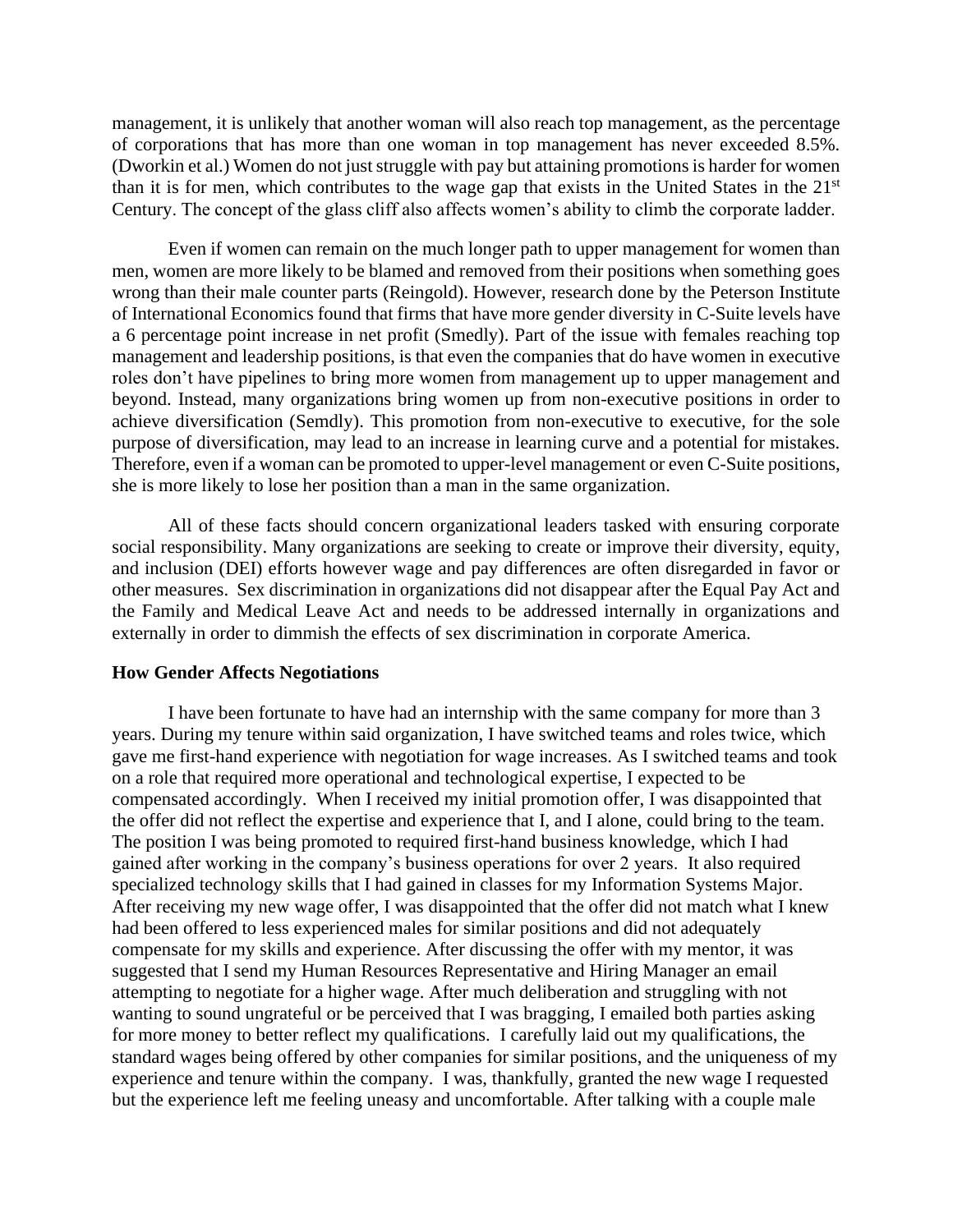management, it is unlikely that another woman will also reach top management, as the percentage of corporations that has more than one woman in top management has never exceeded 8.5%. (Dworkin et al.) Women do not just struggle with pay but attaining promotions is harder for women than it is for men, which contributes to the wage gap that exists in the United States in the 21st Century. The concept of the glass cliff also affects women's ability to climb the corporate ladder.

Even if women can remain on the much longer path to upper management for women than men, women are more likely to be blamed and removed from their positions when something goes wrong than their male counter parts (Reingold). However, research done by the Peterson Institute of International Economics found that firms that have more gender diversity in C-Suite levels have a 6 percentage point increase in net profit (Smedly). Part of the issue with females reaching top management and leadership positions, is that even the companies that do have women in executive roles don't have pipelines to bring more women from management up to upper management and beyond. Instead, many organizations bring women up from non-executive positions in order to achieve diversification (Semdly). This promotion from non-executive to executive, for the sole purpose of diversification, may lead to an increase in learning curve and a potential for mistakes. Therefore, even if a woman can be promoted to upper-level management or even C-Suite positions, she is more likely to lose her position than a man in the same organization.

All of these facts should concern organizational leaders tasked with ensuring corporate social responsibility. Many organizations are seeking to create or improve their diversity, equity, and inclusion (DEI) efforts however wage and pay differences are often disregarded in favor or other measures. Sex discrimination in organizations did not disappear after the Equal Pay Act and the Family and Medical Leave Act and needs to be addressed internally in organizations and externally in order to dimmish the effects of sex discrimination in corporate America.

**How Gender Affects Negotiations**

I have been fortunate to have had an internship with the same company for more than 3 years. During my tenure within said organization, I have switched teams and roles twice, which gave me first-hand experience with negotiation for wage increases. As I switched teams and took on a role that required more operational and technological expertise, I expected to be compensated accordingly. When I received my initial promotion offer, I was disappointed that the offer did not reflect the expertise and experience that I, and I alone, could bring to the team. The position I was being promoted to required first-hand business knowledge, which I had gained after working in the company's business operations for over 2 years. It also required specialized technology skills that I had gained in classes for my Information Systems Major. After receiving my new wage offer, I was disappointed that the offer did not match what I knew had been offered to less experienced males for similar positions and did not adequately compensate for my skills and experience. After discussing the offer with my mentor, it was suggested that I send my Human Resources Representative and Hiring Manager an email attempting to negotiate for a higher wage. After much deliberation and struggling with not wanting to sound ungrateful or be perceived that I was bragging, I emailed both parties asking for more money to better reflect my qualifications. I carefully laid out my qualifications, the standard wages being offered by other companies for similar positions, and the uniqueness of my experience and tenure within the company. I was, thankfully, granted the new wage I requested but the experience left me feeling uneasy and uncomfortable. After talking with a couple male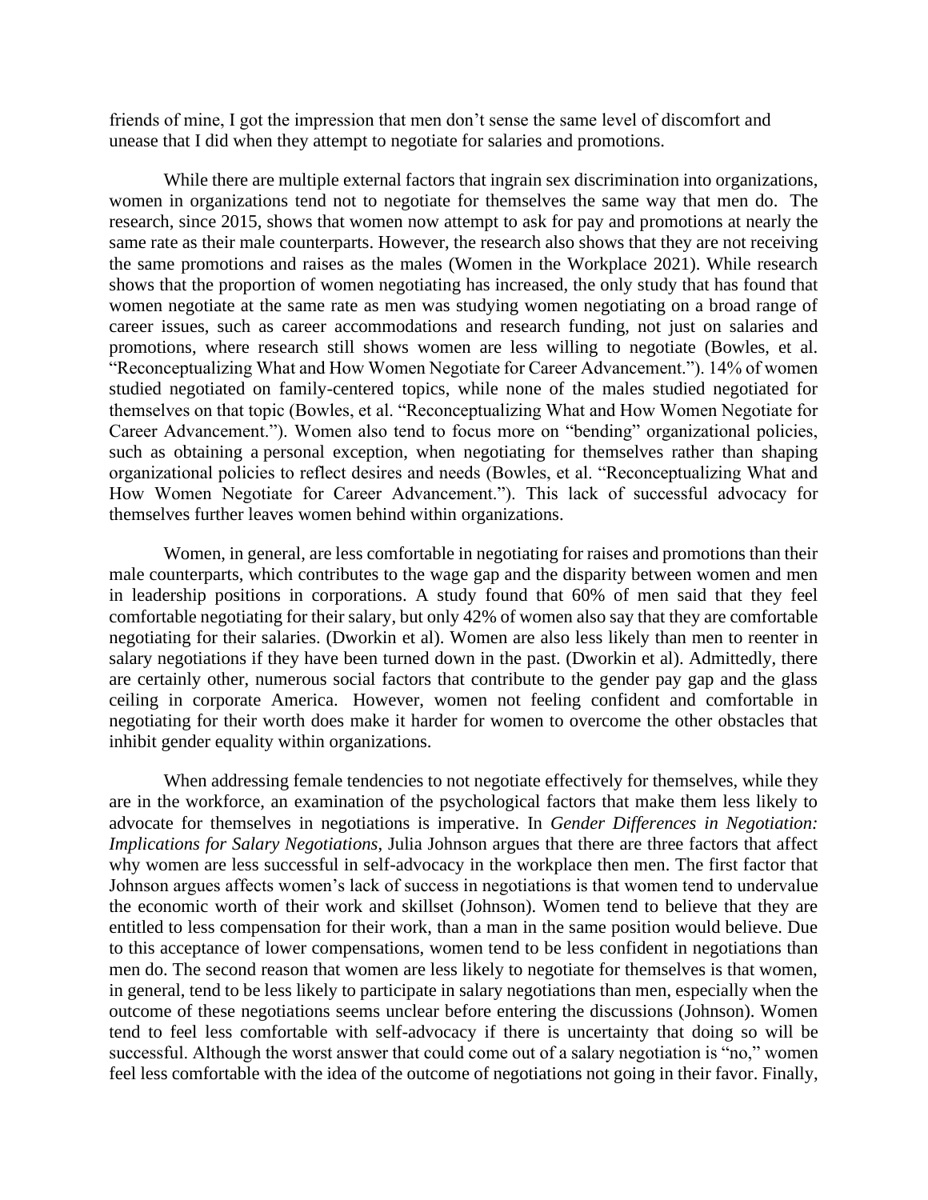friends of mine, I got the impression that men don't sense the same level of discomfort and unease that I did when they attempt to negotiate for salaries and promotions.

While there are multiple external factors that ingrain sex discrimination into organizations, women in organizations tend not to negotiate for themselves the same way that men do. The research, since 2015, shows that women now attempt to ask for pay and promotions at nearly the same rate as their male counterparts. However, the research also shows that they are not receiving the same promotions and raises as the males (Women in the Workplace 2021). While research shows that the proportion of women negotiating has increased, the only study that has found that women negotiate at the same rate as men was studying women negotiating on a broad range of career issues, such as career accommodations and research funding, not just on salaries and promotions, where research still shows women are less willing to negotiate (Bowles, et al. "Reconceptualizing What and How Women Negotiate for Career Advancement."). 14% of women studied negotiated on family-centered topics, while none of the males studied negotiated for themselves on that topic (Bowles, et al. "Reconceptualizing What and How Women Negotiate for Career Advancement."). Women also tend to focus more on "bending" organizational policies, such as obtaining a personal exception, when negotiating for themselves rather than shaping organizational policies to reflect desires and needs (Bowles, et al. "Reconceptualizing What and How Women Negotiate for Career Advancement."). This lack of successful advocacy for themselves further leaves women behind within organizations.

Women, in general, are less comfortable in negotiating for raises and promotions than their male counterparts, which contributes to the wage gap and the disparity between women and men in leadership positions in corporations. A study found that 60% of men said that they feel comfortable negotiating for their salary, but only 42% of women also say that they are comfortable negotiating for their salaries. (Dworkin et al). Women are also less likely than men to reenter in salary negotiations if they have been turned down in the past. (Dworkin et al). Admittedly, there are certainly other, numerous social factors that contribute to the gender pay gap and the glass ceiling in corporate America. However, women not feeling confident and comfortable in negotiating for their worth does make it harder for women to overcome the other obstacles that inhibit gender equality within organizations.

When addressing female tendencies to not negotiate effectively for themselves, while they are in the workforce, an examination of the psychological factors that make them less likely to advocate for themselves in negotiations is imperative. In *Gender Differences in Negotiation: Implications for Salary Negotiations*, Julia Johnson argues that there are three factors that affect why women are less successful in self-advocacy in the workplace then men. The first factor that Johnson argues affects women's lack of success in negotiations is that women tend to undervalue the economic worth of their work and skillset (Johnson). Women tend to believe that they are entitled to less compensation for their work, than a man in the same position would believe. Due to this acceptance of lower compensations, women tend to be less confident in negotiations than men do. The second reason that women are less likely to negotiate for themselves is that women, in general, tend to be less likely to participate in salary negotiations than men, especially when the outcome of these negotiations seems unclear before entering the discussions (Johnson). Women tend to feel less comfortable with self-advocacy if there is uncertainty that doing so will be successful. Although the worst answer that could come out of a salary negotiation is "no," women feel less comfortable with the idea of the outcome of negotiations not going in their favor. Finally,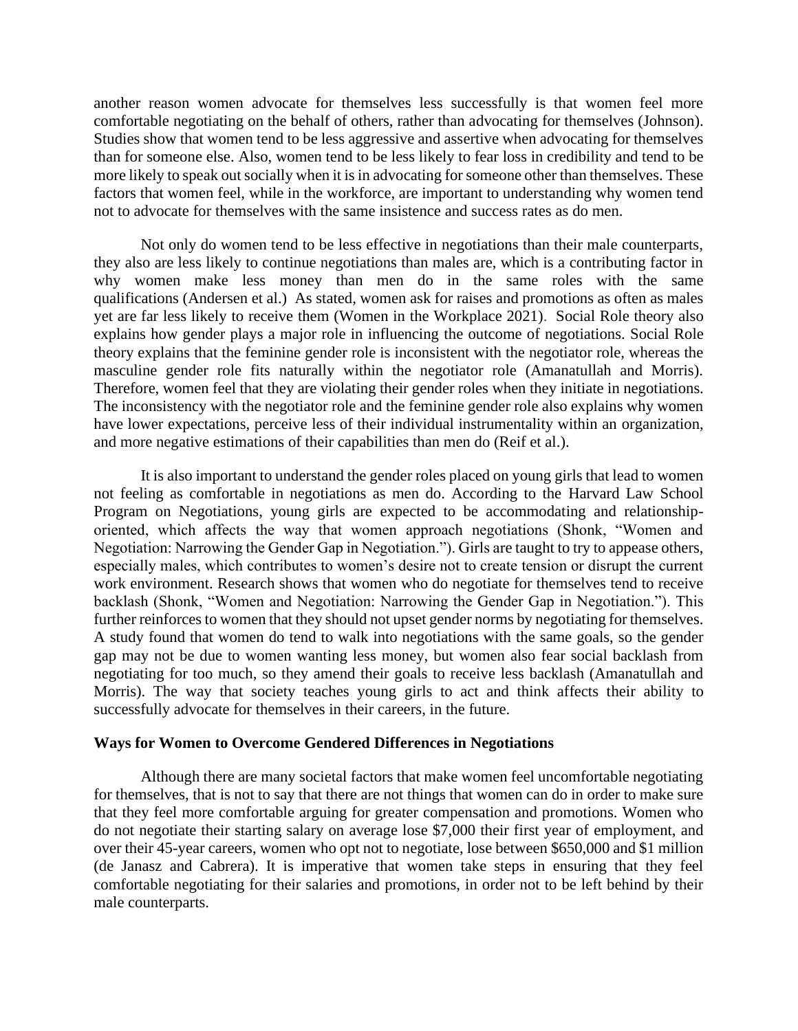another reason women advocate for themselves less successfully is that women feel more comfortable negotiating on the behalf of others, rather than advocating for themselves (Johnson). Studies show that women tend to be less aggressive and assertive when advocating for themselves than for someone else. Also, women tend to be less likely to fear loss in credibility and tend to be more likely to speak out socially when it is in advocating for someone other than themselves. These factors that women feel, while in the workforce, are important to understanding why women tend not to advocate for themselves with the same insistence and success rates as do men.

Not only do women tend to be less effective in negotiations than their male counterparts, they also are less likely to continue negotiations than males are, which is a contributing factor in why women make less money than men do in the same roles with the same qualifications (Andersen et al.) As stated, women ask for raises and promotions as often as males yet are far less likely to receive them (Women in the Workplace 2021). Social Role theory also explains how gender plays a major role in influencing the outcome of negotiations. Social Role theory explains that the feminine gender role is inconsistent with the negotiator role, whereas the masculine gender role fits naturally within the negotiator role (Amanatullah and Morris). Therefore, women feel that they are violating their gender roles when they initiate in negotiations. The inconsistency with the negotiator role and the feminine gender role also explains why women have lower expectations, perceive less of their individual instrumentality within an organization, and more negative estimations of their capabilities than men do (Reif et al.).

It is also important to understand the gender roles placed on young girls that lead to women not feeling as comfortable in negotiations as men do. According to the Harvard Law School Program on Negotiations, young girls are expected to be accommodating and relationship-oriented, which affects the way that women approach negotiations (Shonk, "Women and Negotiation: Narrowing the Gender Gap in Negotiation."). Girls are taught to try to appease others, especially males, which contributes to women's desire not to create tension or disrupt the current work environment. Research shows that women who do negotiate for themselves tend to receive backlash (Shonk, "Women and Negotiation: Narrowing the Gender Gap in Negotiation."). This further reinforces to women that they should not upset gender norms by negotiating for themselves. A study found that women do tend to walk into negotiations with the same goals, so the gender gap may not be due to women wanting less money, but women also fear social backlash from negotiating for too much, so they amend their goals to receive less backlash (Amanatullah and Morris). The way that society teaches young girls to act and think affects their ability to successfully advocate for themselves in their careers, in the future.

**Ways for Women to Overcome Gendered Differences in Negotiations**

Although there are many societal factors that make women feel uncomfortable negotiating for themselves, that is not to say that there are not things that women can do in order to make sure that they feel more comfortable arguing for greater compensation and promotions. Women who do not negotiate their starting salary on average lose $7,000 their first year of employment, and over their 45-year careers, women who opt not to negotiate, lose between $650,000 and $1 million (de Janasz and Cabrera). It is imperative that women take steps in ensuring that they feel comfortable negotiating for their salaries and promotions, in order not to be left behind by their male counterparts.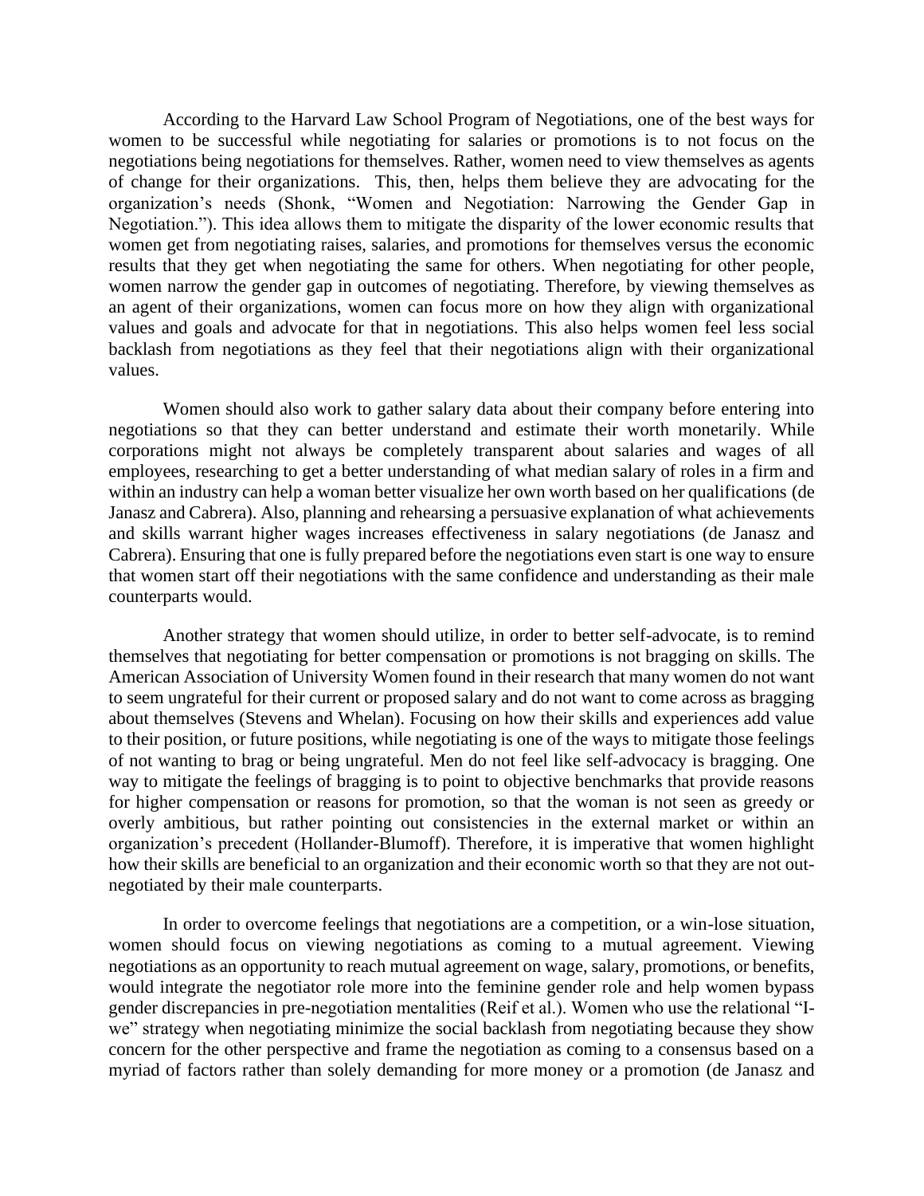According to the Harvard Law School Program of Negotiations, one of the best ways for women to be successful while negotiating for salaries or promotions is to not focus on the negotiations being negotiations for themselves. Rather, women need to view themselves as agents of change for their organizations. This, then, helps them believe they are advocating for the organization's needs (Shonk, "Women and Negotiation: Narrowing the Gender Gap in Negotiation."). This idea allows them to mitigate the disparity of the lower economic results that women get from negotiating raises, salaries, and promotions for themselves versus the economic results that they get when negotiating the same for others. When negotiating for other people, women narrow the gender gap in outcomes of negotiating. Therefore, by viewing themselves as an agent of their organizations, women can focus more on how they align with organizational values and goals and advocate for that in negotiations. This also helps women feel less social backlash from negotiations as they feel that their negotiations align with their organizational values.

Women should also work to gather salary data about their company before entering into negotiations so that they can better understand and estimate their worth monetarily. While corporations might not always be completely transparent about salaries and wages of all employees, researching to get a better understanding of what median salary of roles in a firm and within an industry can help a woman better visualize her own worth based on her qualifications (de Janasz and Cabrera). Also, planning and rehearsing a persuasive explanation of what achievements and skills warrant higher wages increases effectiveness in salary negotiations (de Janasz and Cabrera). Ensuring that one is fully prepared before the negotiations even start is one way to ensure that women start off their negotiations with the same confidence and understanding as their male counterparts would.

Another strategy that women should utilize, in order to better self-advocate, is to remind themselves that negotiating for better compensation or promotions is not bragging on skills. The American Association of University Women found in their research that many women do not want to seem ungrateful for their current or proposed salary and do not want to come across as bragging about themselves (Stevens and Whelan). Focusing on how their skills and experiences add value to their position, or future positions, while negotiating is one of the ways to mitigate those feelings of not wanting to brag or being ungrateful. Men do not feel like self-advocacy is bragging. One way to mitigate the feelings of bragging is to point to objective benchmarks that provide reasons for higher compensation or reasons for promotion, so that the woman is not seen as greedy or overly ambitious, but rather pointing out consistencies in the external market or within an organization's precedent (Hollander-Blumoff). Therefore, it is imperative that women highlight how their skills are beneficial to an organization and their economic worth so that they are not out-negotiated by their male counterparts.

In order to overcome feelings that negotiations are a competition, or a win-lose situation, women should focus on viewing negotiations as coming to a mutual agreement. Viewing negotiations as an opportunity to reach mutual agreement on wage, salary, promotions, or benefits, would integrate the negotiator role more into the feminine gender role and help women bypass gender discrepancies in pre-negotiation mentalities (Reif et al.). Women who use the relational "I-we" strategy when negotiating minimize the social backlash from negotiating because they show concern for the other perspective and frame the negotiation as coming to a consensus based on a myriad of factors rather than solely demanding for more money or a promotion (de Janasz and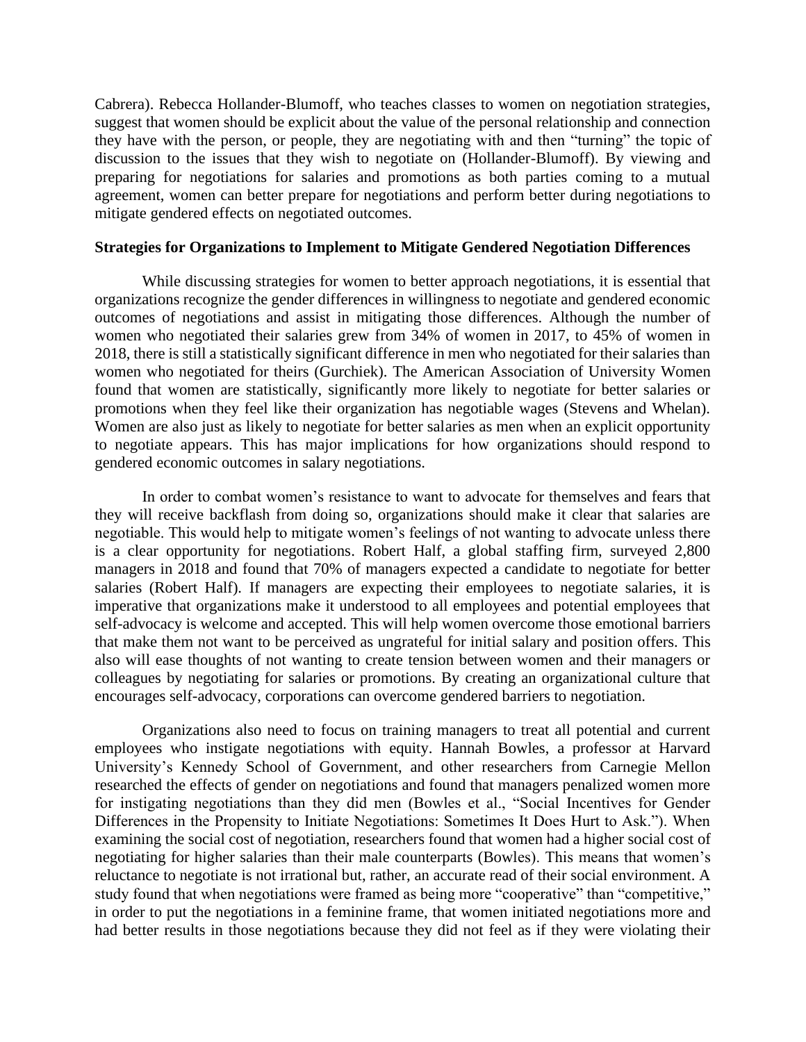Cabrera). Rebecca Hollander-Blumoff, who teaches classes to women on negotiation strategies, suggest that women should be explicit about the value of the personal relationship and connection they have with the person, or people, they are negotiating with and then "turning" the topic of discussion to the issues that they wish to negotiate on (Hollander-Blumoff). By viewing and preparing for negotiations for salaries and promotions as both parties coming to a mutual agreement, women can better prepare for negotiations and perform better during negotiations to mitigate gendered effects on negotiated outcomes.

**Strategies for Organizations to Implement to Mitigate Gendered Negotiation Differences**

While discussing strategies for women to better approach negotiations, it is essential that organizations recognize the gender differences in willingness to negotiate and gendered economic outcomes of negotiations and assist in mitigating those differences. Although the number of women who negotiated their salaries grew from 34% of women in 2017, to 45% of women in 2018, there is still a statistically significant difference in men who negotiated for their salaries than women who negotiated for theirs (Gurchiek). The American Association of University Women found that women are statistically, significantly more likely to negotiate for better salaries or promotions when they feel like their organization has negotiable wages (Stevens and Whelan). Women are also just as likely to negotiate for better salaries as men when an explicit opportunity to negotiate appears. This has major implications for how organizations should respond to gendered economic outcomes in salary negotiations.

In order to combat women's resistance to want to advocate for themselves and fears that they will receive backflash from doing so, organizations should make it clear that salaries are negotiable. This would help to mitigate women's feelings of not wanting to advocate unless there is a clear opportunity for negotiations. Robert Half, a global staffing firm, surveyed 2,800 managers in 2018 and found that 70% of managers expected a candidate to negotiate for better salaries (Robert Half). If managers are expecting their employees to negotiate salaries, it is imperative that organizations make it understood to all employees and potential employees that self-advocacy is welcome and accepted. This will help women overcome those emotional barriers that make them not want to be perceived as ungrateful for initial salary and position offers. This also will ease thoughts of not wanting to create tension between women and their managers or colleagues by negotiating for salaries or promotions. By creating an organizational culture that encourages self-advocacy, corporations can overcome gendered barriers to negotiation.

Organizations also need to focus on training managers to treat all potential and current employees who instigate negotiations with equity. Hannah Bowles, a professor at Harvard University's Kennedy School of Government, and other researchers from Carnegie Mellon researched the effects of gender on negotiations and found that managers penalized women more for instigating negotiations than they did men (Bowles et al., "Social Incentives for Gender Differences in the Propensity to Initiate Negotiations: Sometimes It Does Hurt to Ask."). When examining the social cost of negotiation, researchers found that women had a higher social cost of negotiating for higher salaries than their male counterparts (Bowles). This means that women's reluctance to negotiate is not irrational but, rather, an accurate read of their social environment. A study found that when negotiations were framed as being more "cooperative" than "competitive," in order to put the negotiations in a feminine frame, that women initiated negotiations more and had better results in those negotiations because they did not feel as if they were violating their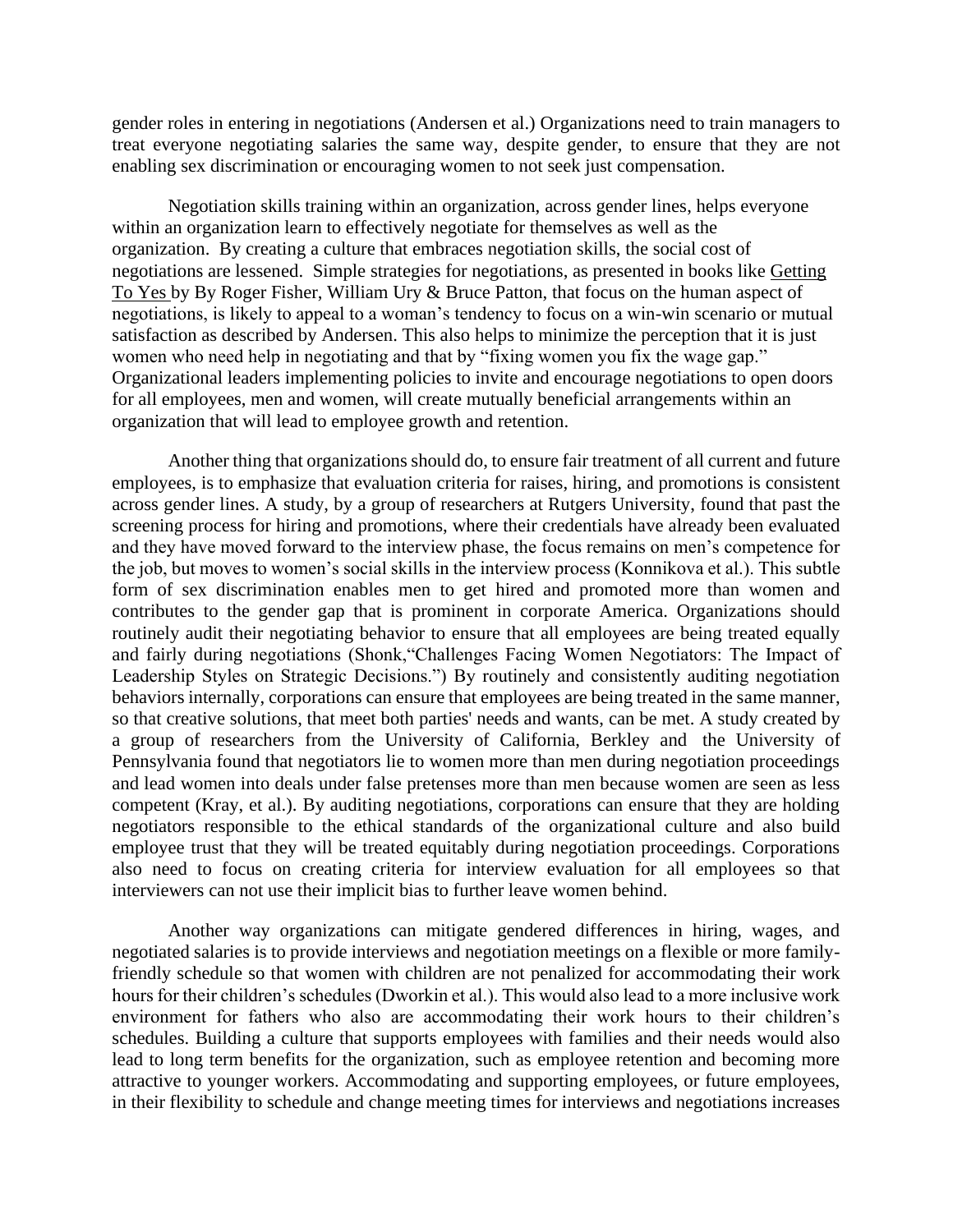gender roles in entering in negotiations (Andersen et al.) Organizations need to train managers to treat everyone negotiating salaries the same way, despite gender, to ensure that they are not enabling sex discrimination or encouraging women to not seek just compensation.

Negotiation skills training within an organization, across gender lines, helps everyone within an organization learn to effectively negotiate for themselves as well as the organization. By creating a culture that embraces negotiation skills, the social cost of negotiations are lessened. Simple strategies for negotiations, as presented in books like Getting To Yes by By Roger Fisher, William Ury & Bruce Patton, that focus on the human aspect of negotiations, is likely to appeal to a woman's tendency to focus on a win-win scenario or mutual satisfaction as described by Andersen. This also helps to minimize the perception that it is just women who need help in negotiating and that by "fixing women you fix the wage gap." Organizational leaders implementing policies to invite and encourage negotiations to open doors for all employees, men and women, will create mutually beneficial arrangements within an organization that will lead to employee growth and retention.

Another thing that organizations should do, to ensure fair treatment of all current and future employees, is to emphasize that evaluation criteria for raises, hiring, and promotions is consistent across gender lines. A study, by a group of researchers at Rutgers University, found that past the screening process for hiring and promotions, where their credentials have already been evaluated and they have moved forward to the interview phase, the focus remains on men's competence for the job, but moves to women's social skills in the interview process (Konnikova et al.). This subtle form of sex discrimination enables men to get hired and promoted more than women and contributes to the gender gap that is prominent in corporate America. Organizations should routinely audit their negotiating behavior to ensure that all employees are being treated equally and fairly during negotiations (Shonk,"Challenges Facing Women Negotiators: The Impact of Leadership Styles on Strategic Decisions.") By routinely and consistently auditing negotiation behaviors internally, corporations can ensure that employees are being treated in the same manner, so that creative solutions, that meet both parties' needs and wants, can be met. A study created by a group of researchers from the University of California, Berkley and the University of Pennsylvania found that negotiators lie to women more than men during negotiation proceedings and lead women into deals under false pretenses more than men because women are seen as less competent (Kray, et al.). By auditing negotiations, corporations can ensure that they are holding negotiators responsible to the ethical standards of the organizational culture and also build employee trust that they will be treated equitably during negotiation proceedings. Corporations also need to focus on creating criteria for interview evaluation for all employees so that interviewers can not use their implicit bias to further leave women behind.

Another way organizations can mitigate gendered differences in hiring, wages, and negotiated salaries is to provide interviews and negotiation meetings on a flexible or more family-friendly schedule so that women with children are not penalized for accommodating their work hours for their children's schedules (Dworkin et al.). This would also lead to a more inclusive work environment for fathers who also are accommodating their work hours to their children's schedules. Building a culture that supports employees with families and their needs would also lead to long term benefits for the organization, such as employee retention and becoming more attractive to younger workers. Accommodating and supporting employees, or future employees, in their flexibility to schedule and change meeting times for interviews and negotiations increases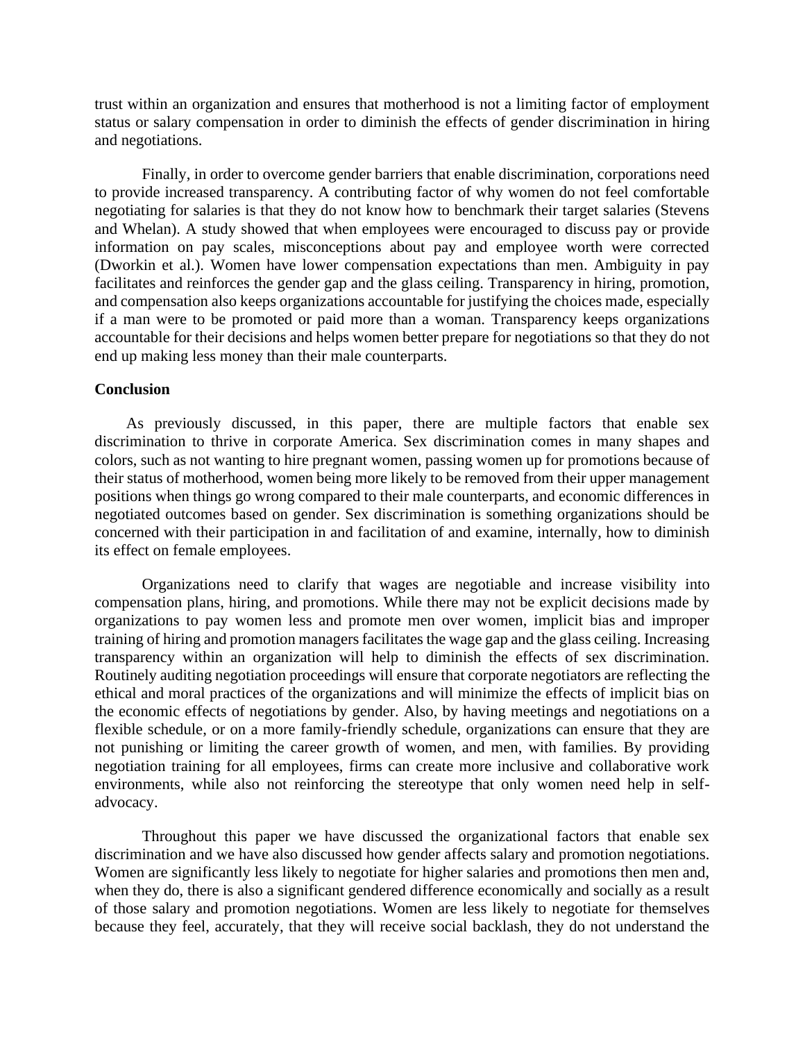trust within an organization and ensures that motherhood is not a limiting factor of employment status or salary compensation in order to diminish the effects of gender discrimination in hiring and negotiations.

Finally, in order to overcome gender barriers that enable discrimination, corporations need to provide increased transparency. A contributing factor of why women do not feel comfortable negotiating for salaries is that they do not know how to benchmark their target salaries (Stevens and Whelan). A study showed that when employees were encouraged to discuss pay or provide information on pay scales, misconceptions about pay and employee worth were corrected (Dworkin et al.). Women have lower compensation expectations than men. Ambiguity in pay facilitates and reinforces the gender gap and the glass ceiling. Transparency in hiring, promotion, and compensation also keeps organizations accountable for justifying the choices made, especially if a man were to be promoted or paid more than a woman. Transparency keeps organizations accountable for their decisions and helps women better prepare for negotiations so that they do not end up making less money than their male counterparts.

**Conclusion**

As previously discussed, in this paper, there are multiple factors that enable sex discrimination to thrive in corporate America. Sex discrimination comes in many shapes and colors, such as not wanting to hire pregnant women, passing women up for promotions because of their status of motherhood, women being more likely to be removed from their upper management positions when things go wrong compared to their male counterparts, and economic differences in negotiated outcomes based on gender. Sex discrimination is something organizations should be concerned with their participation in and facilitation of and examine, internally, how to diminish its effect on female employees.

Organizations need to clarify that wages are negotiable and increase visibility into compensation plans, hiring, and promotions. While there may not be explicit decisions made by organizations to pay women less and promote men over women, implicit bias and improper training of hiring and promotion managers facilitates the wage gap and the glass ceiling. Increasing transparency within an organization will help to diminish the effects of sex discrimination. Routinely auditing negotiation proceedings will ensure that corporate negotiators are reflecting the ethical and moral practices of the organizations and will minimize the effects of implicit bias on the economic effects of negotiations by gender. Also, by having meetings and negotiations on a flexible schedule, or on a more family-friendly schedule, organizations can ensure that they are not punishing or limiting the career growth of women, and men, with families. By providing negotiation training for all employees, firms can create more inclusive and collaborative work environments, while also not reinforcing the stereotype that only women need help in self-advocacy.

Throughout this paper we have discussed the organizational factors that enable sex discrimination and we have also discussed how gender affects salary and promotion negotiations. Women are significantly less likely to negotiate for higher salaries and promotions then men and, when they do, there is also a significant gendered difference economically and socially as a result of those salary and promotion negotiations. Women are less likely to negotiate for themselves because they feel, accurately, that they will receive social backlash, they do not understand the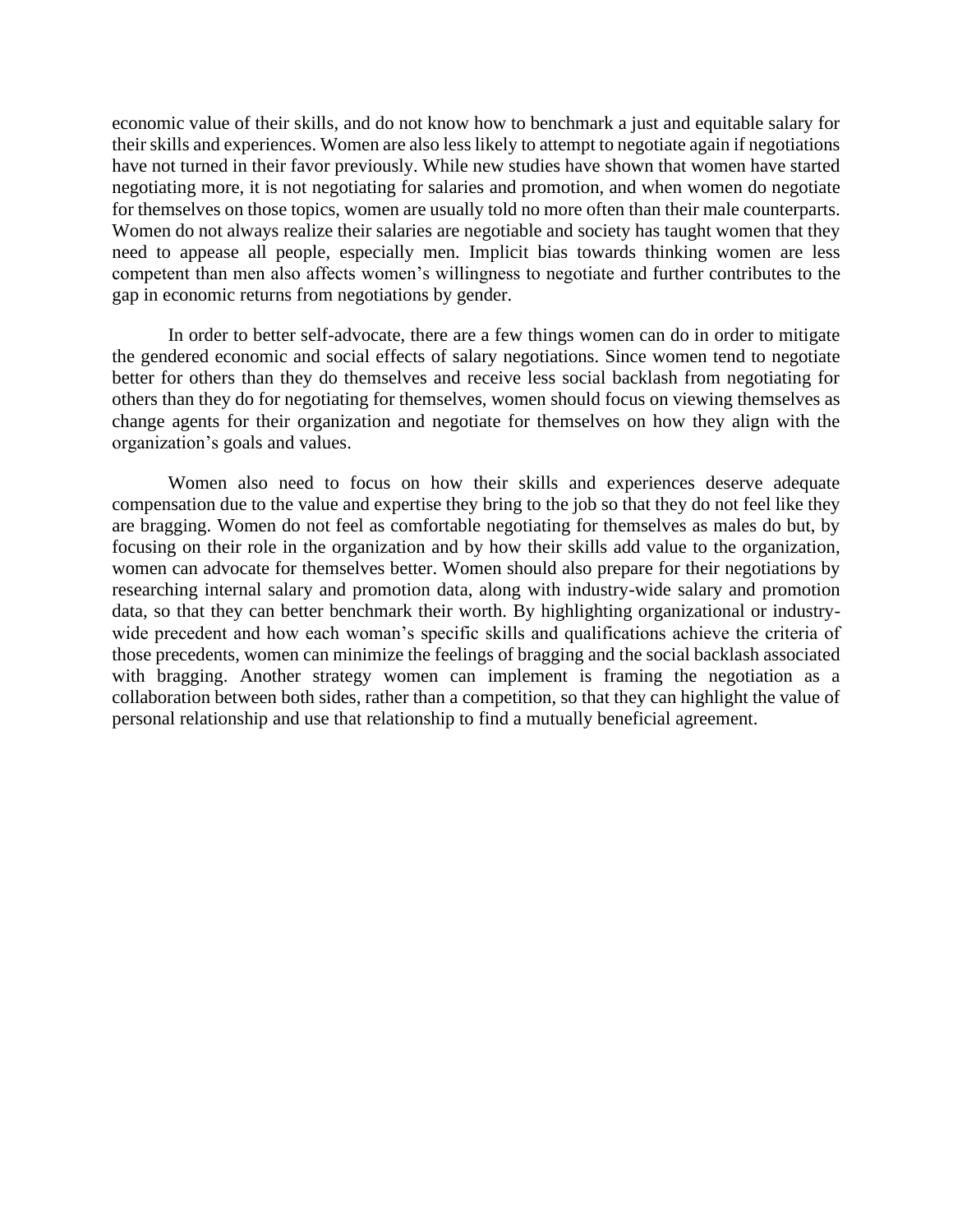economic value of their skills, and do not know how to benchmark a just and equitable salary for their skills and experiences. Women are also less likely to attempt to negotiate again if negotiations have not turned in their favor previously. While new studies have shown that women have started negotiating more, it is not negotiating for salaries and promotion, and when women do negotiate for themselves on those topics, women are usually told no more often than their male counterparts. Women do not always realize their salaries are negotiable and society has taught women that they need to appease all people, especially men. Implicit bias towards thinking women are less competent than men also affects women's willingness to negotiate and further contributes to the gap in economic returns from negotiations by gender.

In order to better self-advocate, there are a few things women can do in order to mitigate the gendered economic and social effects of salary negotiations. Since women tend to negotiate better for others than they do themselves and receive less social backlash from negotiating for others than they do for negotiating for themselves, women should focus on viewing themselves as change agents for their organization and negotiate for themselves on how they align with the organization's goals and values.

Women also need to focus on how their skills and experiences deserve adequate compensation due to the value and expertise they bring to the job so that they do not feel like they are bragging. Women do not feel as comfortable negotiating for themselves as males do but, by focusing on their role in the organization and by how their skills add value to the organization, women can advocate for themselves better. Women should also prepare for their negotiations by researching internal salary and promotion data, along with industry-wide salary and promotion data, so that they can better benchmark their worth. By highlighting organizational or industry-wide precedent and how each woman's specific skills and qualifications achieve the criteria of those precedents, women can minimize the feelings of bragging and the social backlash associated with bragging. Another strategy women can implement is framing the negotiation as a collaboration between both sides, rather than a competition, so that they can highlight the value of personal relationship and use that relationship to find a mutually beneficial agreement.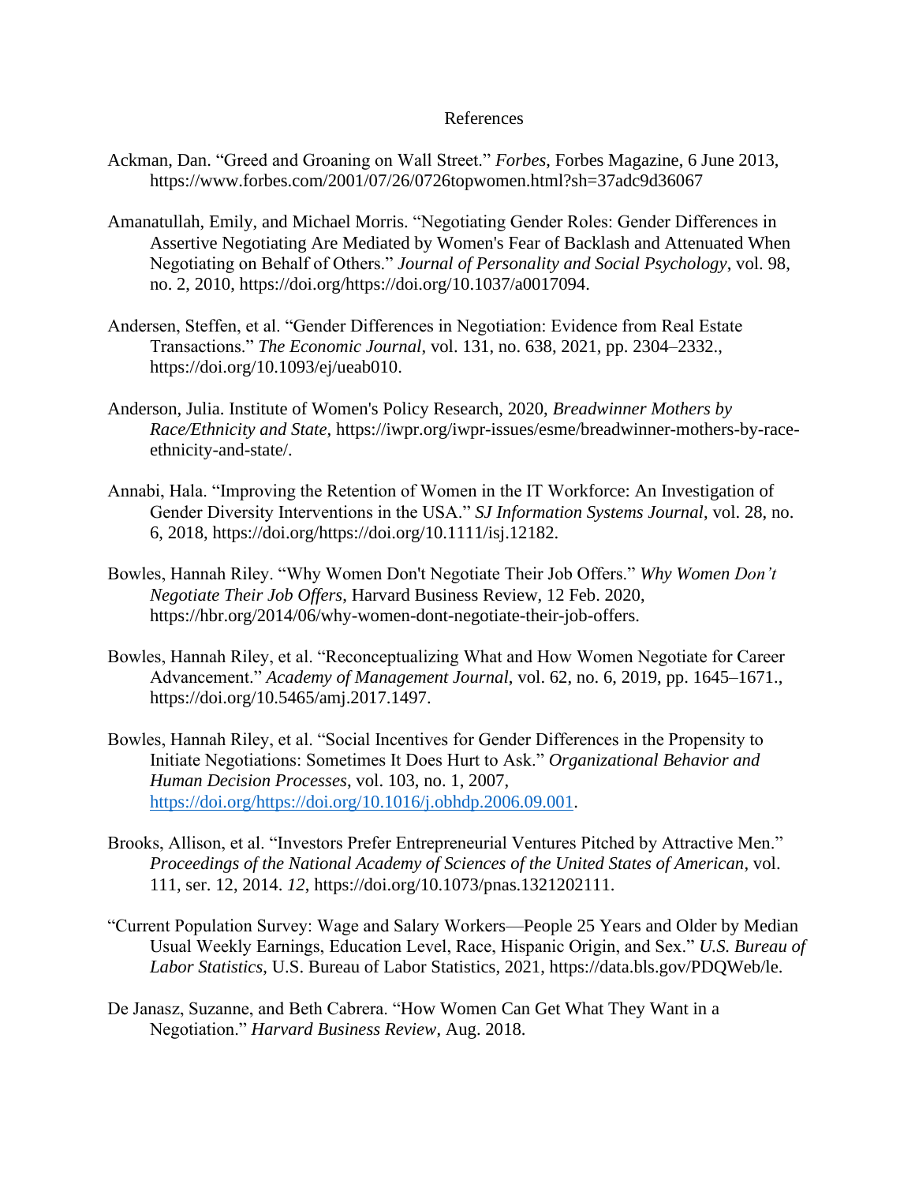# References

Ackman, Dan. "Greed and Groaning on Wall Street." *Forbes*, Forbes Magazine, 6 June 2013, https://www.forbes.com/2001/07/26/0726topwomen.html?sh=37adc9d36067

Amanatullah, Emily, and Michael Morris. "Negotiating Gender Roles: Gender Differences in Assertive Negotiating Are Mediated by Women's Fear of Backlash and Attenuated When Negotiating on Behalf of Others." *Journal of Personality and Social Psychology*, vol. 98, no. 2, 2010, https://doi.org/https://doi.org/10.1037/a0017094.

Andersen, Steffen, et al. "Gender Differences in Negotiation: Evidence from Real Estate Transactions." *The Economic Journal*, vol. 131, no. 638, 2021, pp. 2304–2332., https://doi.org/10.1093/ej/ueab010.

Anderson, Julia. Institute of Women's Policy Research, 2020, *Breadwinner Mothers by Race/Ethnicity and State*, https://iwpr.org/iwpr-issues/esme/breadwinner-mothers-by-race-ethnicity-and-state/.

Annabi, Hala. "Improving the Retention of Women in the IT Workforce: An Investigation of Gender Diversity Interventions in the USA." *SJ Information Systems Journal*, vol. 28, no. 6, 2018, https://doi.org/https://doi.org/10.1111/isj.12182.

Bowles, Hannah Riley. "Why Women Don't Negotiate Their Job Offers." *Why Women Don't Negotiate Their Job Offers*, Harvard Business Review, 12 Feb. 2020, https://hbr.org/2014/06/why-women-dont-negotiate-their-job-offers.

Bowles, Hannah Riley, et al. "Reconceptualizing What and How Women Negotiate for Career Advancement." *Academy of Management Journal*, vol. 62, no. 6, 2019, pp. 1645–1671., https://doi.org/10.5465/amj.2017.1497.

Bowles, Hannah Riley, et al. "Social Incentives for Gender Differences in the Propensity to Initiate Negotiations: Sometimes It Does Hurt to Ask." *Organizational Behavior and Human Decision Processes*, vol. 103, no. 1, 2007, https://doi.org/https://doi.org/10.1016/j.obhdp.2006.09.001.

Brooks, Allison, et al. "Investors Prefer Entrepreneurial Ventures Pitched by Attractive Men." *Proceedings of the National Academy of Sciences of the United States of American*, vol. 111, ser. 12, 2014. *12*, https://doi.org/10.1073/pnas.1321202111.

"Current Population Survey: Wage and Salary Workers—People 25 Years and Older by Median Usual Weekly Earnings, Education Level, Race, Hispanic Origin, and Sex." *U.S. Bureau of Labor Statistics*, U.S. Bureau of Labor Statistics, 2021, https://data.bls.gov/PDQWeb/le.

De Janasz, Suzanne, and Beth Cabrera. "How Women Can Get What They Want in a Negotiation." *Harvard Business Review*, Aug. 2018.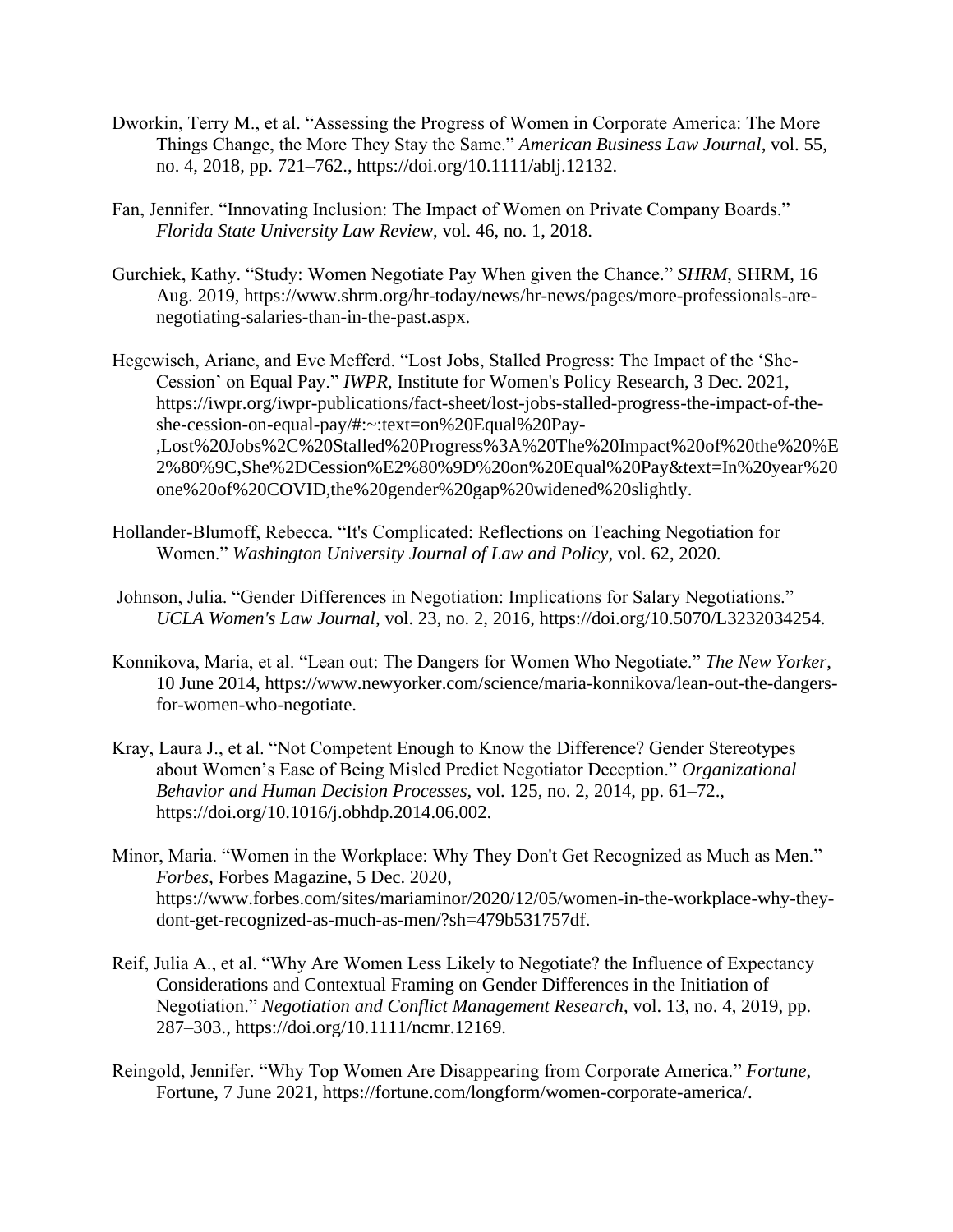Dworkin, Terry M., et al. "Assessing the Progress of Women in Corporate America: The More Things Change, the More They Stay the Same." *American Business Law Journal*, vol. 55, no. 4, 2018, pp. 721–762., https://doi.org/10.1111/ablj.12132.

Fan, Jennifer. "Innovating Inclusion: The Impact of Women on Private Company Boards." *Florida State University Law Review*, vol. 46, no. 1, 2018.

Gurchiek, Kathy. "Study: Women Negotiate Pay When given the Chance." *SHRM*, SHRM, 16 Aug. 2019, https://www.shrm.org/hr-today/news/hr-news/pages/more-professionals-are-negotiating-salaries-than-in-the-past.aspx.

Hegewisch, Ariane, and Eve Mefferd. "Lost Jobs, Stalled Progress: The Impact of the 'She-Cession' on Equal Pay." *IWPR*, Institute for Women's Policy Research, 3 Dec. 2021, https://iwpr.org/iwpr-publications/fact-sheet/lost-jobs-stalled-progress-the-impact-of-the-she-cession-on-equal-pay/#:~:text=on%20Equal%20Pay-,Lost%20Jobs%2C%20Stalled%20Progress%3A%20The%20Impact%20of%20the%20%E2%80%9C,She%2DCession%E2%80%9D%20on%20Equal%20Pay&text=In%20year%20one%20of%20COVID,the%20gender%20gap%20widened%20slightly.

Hollander-Blumoff, Rebecca. "It's Complicated: Reflections on Teaching Negotiation for Women." *Washington University Journal of Law and Policy*, vol. 62, 2020.

Johnson, Julia. "Gender Differences in Negotiation: Implications for Salary Negotiations." *UCLA Women's Law Journal*, vol. 23, no. 2, 2016, https://doi.org/10.5070/L3232034254.

Konnikova, Maria, et al. "Lean out: The Dangers for Women Who Negotiate." *The New Yorker*, 10 June 2014, https://www.newyorker.com/science/maria-konnikova/lean-out-the-dangers-for-women-who-negotiate.

Kray, Laura J., et al. "Not Competent Enough to Know the Difference? Gender Stereotypes about Women's Ease of Being Misled Predict Negotiator Deception." *Organizational Behavior and Human Decision Processes*, vol. 125, no. 2, 2014, pp. 61–72., https://doi.org/10.1016/j.obhdp.2014.06.002.

Minor, Maria. "Women in the Workplace: Why They Don't Get Recognized as Much as Men." *Forbes*, Forbes Magazine, 5 Dec. 2020, https://www.forbes.com/sites/mariaminor/2020/12/05/women-in-the-workplace-why-they-dont-get-recognized-as-much-as-men/?sh=479b531757df.

Reif, Julia A., et al. "Why Are Women Less Likely to Negotiate? the Influence of Expectancy Considerations and Contextual Framing on Gender Differences in the Initiation of Negotiation." *Negotiation and Conflict Management Research*, vol. 13, no. 4, 2019, pp. 287–303., https://doi.org/10.1111/ncmr.12169.

Reingold, Jennifer. "Why Top Women Are Disappearing from Corporate America." *Fortune*, Fortune, 7 June 2021, https://fortune.com/longform/women-corporate-america/.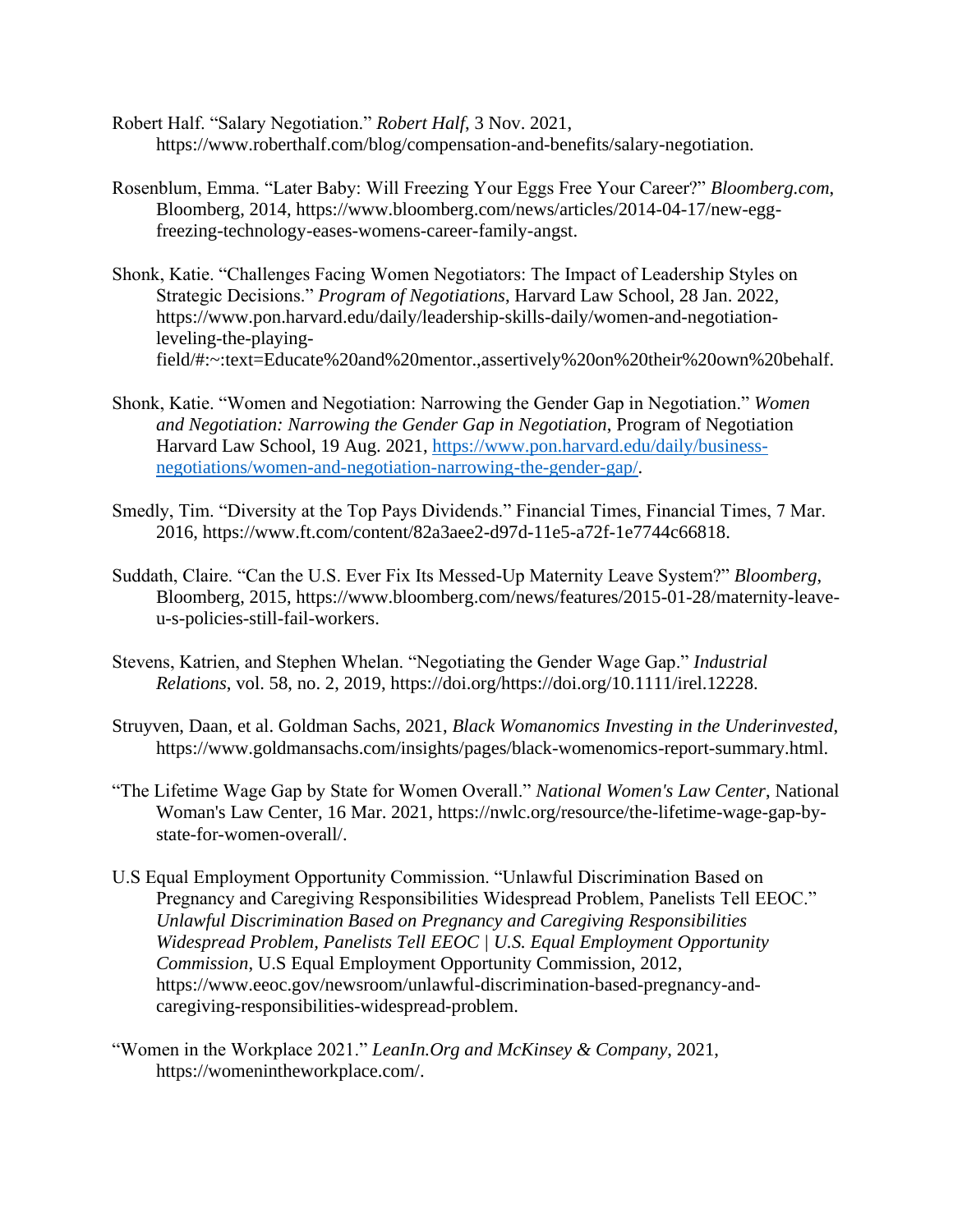Robert Half. "Salary Negotiation." *Robert Half*, 3 Nov. 2021, https://www.roberthalf.com/blog/compensation-and-benefits/salary-negotiation.

Rosenblum, Emma. "Later Baby: Will Freezing Your Eggs Free Your Career?" *Bloomberg.com*, Bloomberg, 2014, https://www.bloomberg.com/news/articles/2014-04-17/new-egg-freezing-technology-eases-womens-career-family-angst.

Shonk, Katie. "Challenges Facing Women Negotiators: The Impact of Leadership Styles on Strategic Decisions." *Program of Negotiations*, Harvard Law School, 28 Jan. 2022, https://www.pon.harvard.edu/daily/leadership-skills-daily/women-and-negotiation-leveling-the-playing-field/#:~:text=Educate%20and%20mentor.,assertively%20on%20their%20own%20behalf.

Shonk, Katie. "Women and Negotiation: Narrowing the Gender Gap in Negotiation." *Women and Negotiation: Narrowing the Gender Gap in Negotiation*, Program of Negotiation Harvard Law School, 19 Aug. 2021, https://www.pon.harvard.edu/daily/business-negotiations/women-and-negotiation-narrowing-the-gender-gap/.

Smedly, Tim. "Diversity at the Top Pays Dividends." Financial Times, Financial Times, 7 Mar. 2016, https://www.ft.com/content/82a3aee2-d97d-11e5-a72f-1e7744c66818.

Suddath, Claire. "Can the U.S. Ever Fix Its Messed-Up Maternity Leave System?" *Bloomberg*, Bloomberg, 2015, https://www.bloomberg.com/news/features/2015-01-28/maternity-leave-u-s-policies-still-fail-workers.

Stevens, Katrien, and Stephen Whelan. "Negotiating the Gender Wage Gap." *Industrial Relations*, vol. 58, no. 2, 2019, https://doi.org/https://doi.org/10.1111/irel.12228.

Struyven, Daan, et al. Goldman Sachs, 2021, *Black Womanomics Investing in the Underinvested*, https://www.goldmansachs.com/insights/pages/black-womenomics-report-summary.html.

"The Lifetime Wage Gap by State for Women Overall." *National Women's Law Center*, National Woman's Law Center, 16 Mar. 2021, https://nwlc.org/resource/the-lifetime-wage-gap-by-state-for-women-overall/.

U.S Equal Employment Opportunity Commission. "Unlawful Discrimination Based on Pregnancy and Caregiving Responsibilities Widespread Problem, Panelists Tell EEOC." *Unlawful Discrimination Based on Pregnancy and Caregiving Responsibilities Widespread Problem, Panelists Tell EEOC | U.S. Equal Employment Opportunity Commission*, U.S Equal Employment Opportunity Commission, 2012, https://www.eeoc.gov/newsroom/unlawful-discrimination-based-pregnancy-and-caregiving-responsibilities-widespread-problem.

"Women in the Workplace 2021." *LeanIn.Org and McKinsey & Company*, 2021, https://womenintheworkplace.com/.